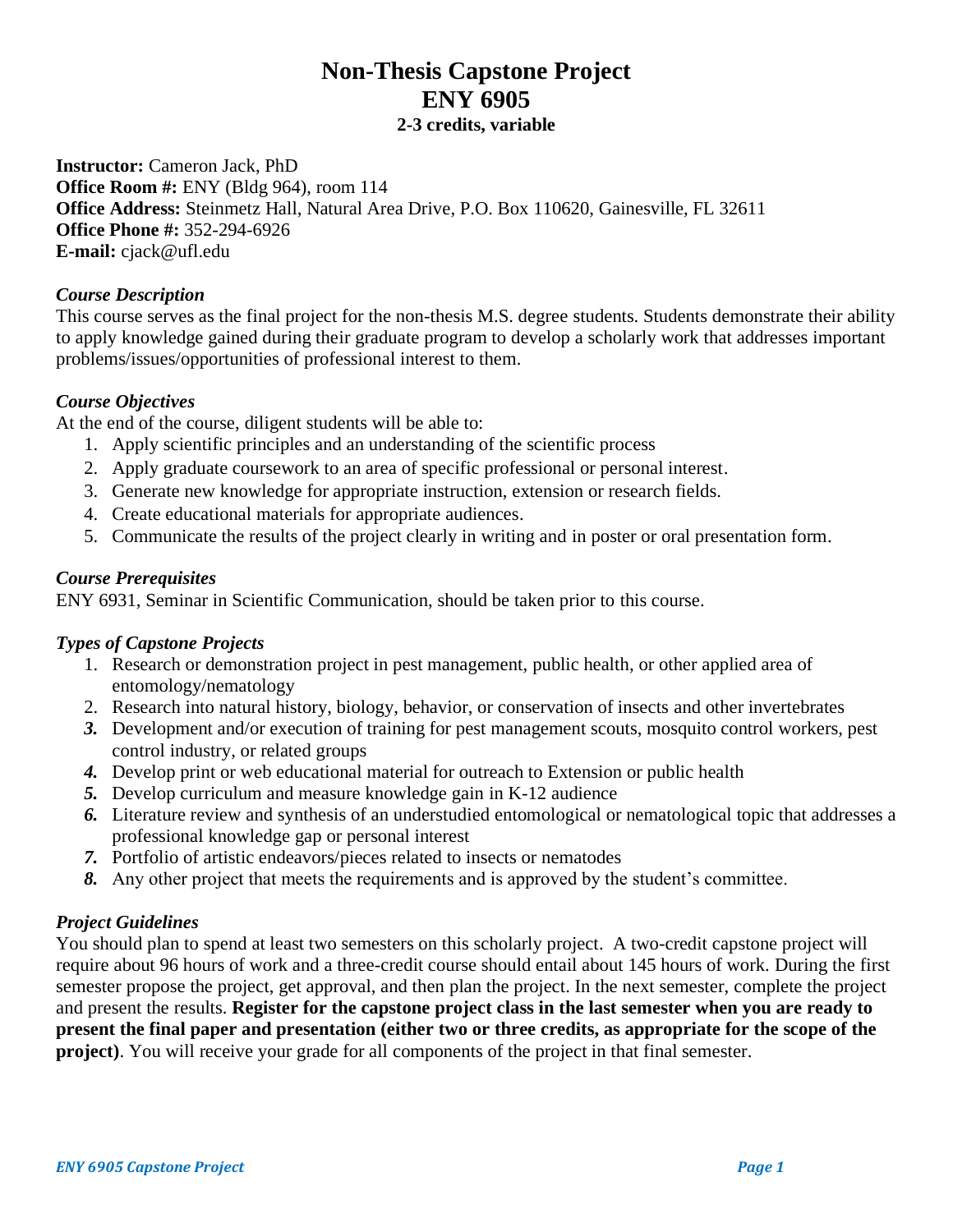# Non-Thesis Capstone Project
# ENY 6905
### 2-3 credits, variable

**Instructor:** Cameron Jack, PhD
**Office Room #:** ENY (Bldg 964), room 114
**Office Address:** Steinmetz Hall, Natural Area Drive, P.O. Box 110620, Gainesville, FL 32611
**Office Phone #:** 352-294-6926
**E-mail:** cjack@ufl.edu

### *Course Description*

This course serves as the final project for the non-thesis M.S. degree students. Students demonstrate their ability to apply knowledge gained during their graduate program to develop a scholarly work that addresses important problems/issues/opportunities of professional interest to them.

### *Course Objectives*

At the end of the course, diligent students will be able to:

1. Apply scientific principles and an understanding of the scientific process
2. Apply graduate coursework to an area of specific professional or personal interest.
3. Generate new knowledge for appropriate instruction, extension or research fields.
4. Create educational materials for appropriate audiences.
5. Communicate the results of the project clearly in writing and in poster or oral presentation form.

### *Course Prerequisites*

ENY 6931, Seminar in Scientific Communication, should be taken prior to this course.

### *Types of Capstone Projects*

1. Research or demonstration project in pest management, public health, or other applied area of entomology/nematology
2. Research into natural history, biology, behavior, or conservation of insects and other invertebrates
3. Development and/or execution of training for pest management scouts, mosquito control workers, pest control industry, or related groups
4. Develop print or web educational material for outreach to Extension or public health
5. Develop curriculum and measure knowledge gain in K-12 audience
6. Literature review and synthesis of an understudied entomological or nematological topic that addresses a professional knowledge gap or personal interest
7. Portfolio of artistic endeavors/pieces related to insects or nematodes
8. Any other project that meets the requirements and is approved by the student's committee.

### *Project Guidelines*

You should plan to spend at least two semesters on this scholarly project. A two-credit capstone project will require about 96 hours of work and a three-credit course should entail about 145 hours of work. During the first semester propose the project, get approval, and then plan the project. In the next semester, complete the project and present the results. **Register for the capstone project class in the last semester when you are ready to present the final paper and presentation (either two or three credits, as appropriate for the scope of the project)**. You will receive your grade for all components of the project in that final semester.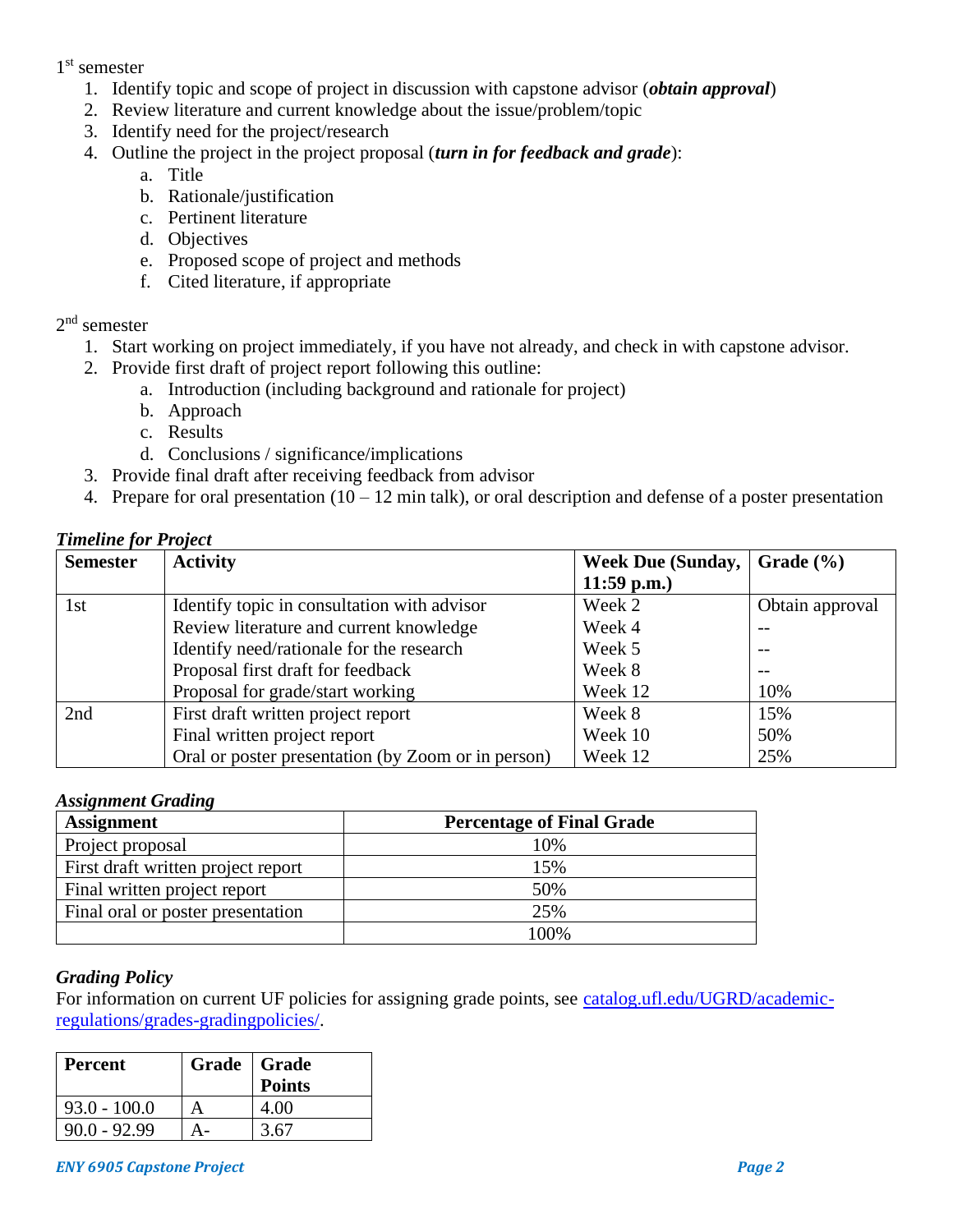1st semester

1. Identify topic and scope of project in discussion with capstone advisor (***obtain approval***)
2. Review literature and current knowledge about the issue/problem/topic
3. Identify need for the project/research
4. Outline the project in the project proposal (***turn in for feedback and grade***):
   a. Title
   b. Rationale/justification
   c. Pertinent literature
   d. Objectives
   e. Proposed scope of project and methods
   f. Cited literature, if appropriate

2nd semester

1. Start working on project immediately, if you have not already, and check in with capstone advisor.
2. Provide first draft of project report following this outline:
   a. Introduction (including background and rationale for project)
   b. Approach
   c. Results
   d. Conclusions / significance/implications
3. Provide final draft after receiving feedback from advisor
4. Prepare for oral presentation (10 – 12 min talk), or oral description and defense of a poster presentation

***Timeline for Project***

| Semester | Activity | Week Due (Sunday, 11:59 p.m.) | Grade (%) |
|---|---|---|---|
| 1st | Identify topic in consultation with advisor | Week 2 | Obtain approval |
| | Review literature and current knowledge | Week 4 | -- |
| | Identify need/rationale for the research | Week 5 | -- |
| | Proposal first draft for feedback | Week 8 | -- |
| | Proposal for grade/start working | Week 12 | 10% |
| 2nd | First draft written project report | Week 8 | 15% |
| | Final written project report | Week 10 | 50% |
| | Oral or poster presentation (by Zoom or in person) | Week 12 | 25% |

***Assignment Grading***

| Assignment | Percentage of Final Grade |
|---|---|
| Project proposal | 10% |
| First draft written project report | 15% |
| Final written project report | 50% |
| Final oral or poster presentation | 25% |
| | 100% |

***Grading Policy***

For information on current UF policies for assigning grade points, see [catalog.ufl.edu/UGRD/academic-regulations/grades-gradingpolicies/](catalog.ufl.edu/UGRD/academic-regulations/grades-gradingpolicies/).

| Percent | Grade | Grade Points |
|---|---|---|
| 93.0 - 100.0 | A | 4.00 |
| 90.0 - 92.99 | A- | 3.67 |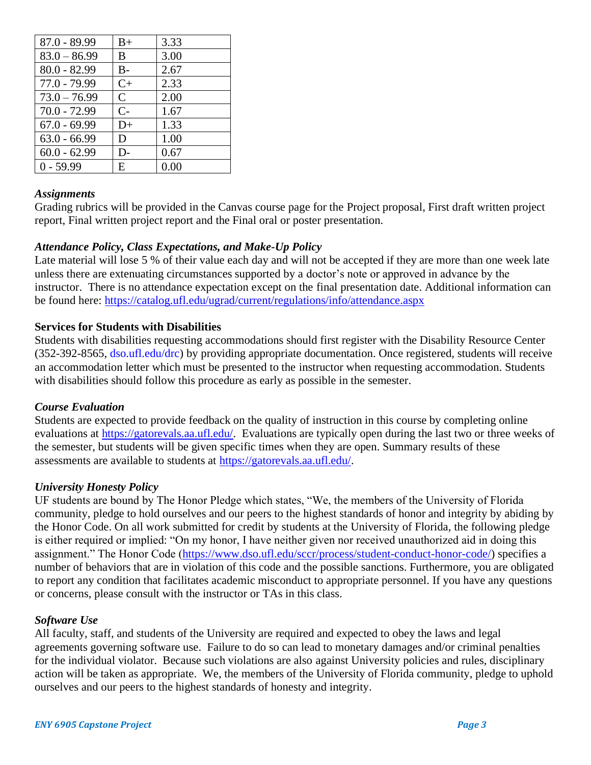| 87.0 - 89.99 | B+ | 3.33 |
|---|---|---|
| 83.0 – 86.99 | B | 3.00 |
| 80.0 - 82.99 | B- | 2.67 |
| 77.0 - 79.99 | C+ | 2.33 |
| 73.0 – 76.99 | C | 2.00 |
| 70.0 - 72.99 | C- | 1.67 |
| 67.0 - 69.99 | D+ | 1.33 |
| 63.0 - 66.99 | D | 1.00 |
| 60.0 - 62.99 | D- | 0.67 |
| 0 - 59.99 | E | 0.00 |

### *Assignments*

Grading rubrics will be provided in the Canvas course page for the Project proposal, First draft written project report, Final written project report and the Final oral or poster presentation.

### *Attendance Policy, Class Expectations, and Make-Up Policy*

Late material will lose 5 % of their value each day and will not be accepted if they are more than one week late unless there are extenuating circumstances supported by a doctor's note or approved in advance by the instructor. There is no attendance expectation except on the final presentation date. Additional information can be found here: https://catalog.ufl.edu/ugrad/current/regulations/info/attendance.aspx

### **Services for Students with Disabilities**

Students with disabilities requesting accommodations should first register with the Disability Resource Center (352-392-8565, dso.ufl.edu/drc) by providing appropriate documentation. Once registered, students will receive an accommodation letter which must be presented to the instructor when requesting accommodation. Students with disabilities should follow this procedure as early as possible in the semester.

### *Course Evaluation*

Students are expected to provide feedback on the quality of instruction in this course by completing online evaluations at https://gatorevals.aa.ufl.edu/. Evaluations are typically open during the last two or three weeks of the semester, but students will be given specific times when they are open. Summary results of these assessments are available to students at https://gatorevals.aa.ufl.edu/.

### *University Honesty Policy*

UF students are bound by The Honor Pledge which states, "We, the members of the University of Florida community, pledge to hold ourselves and our peers to the highest standards of honor and integrity by abiding by the Honor Code. On all work submitted for credit by students at the University of Florida, the following pledge is either required or implied: "On my honor, I have neither given nor received unauthorized aid in doing this assignment." The Honor Code (https://www.dso.ufl.edu/sccr/process/student-conduct-honor-code/) specifies a number of behaviors that are in violation of this code and the possible sanctions. Furthermore, you are obligated to report any condition that facilitates academic misconduct to appropriate personnel. If you have any questions or concerns, please consult with the instructor or TAs in this class.

### *Software Use*

All faculty, staff, and students of the University are required and expected to obey the laws and legal agreements governing software use. Failure to do so can lead to monetary damages and/or criminal penalties for the individual violator. Because such violations are also against University policies and rules, disciplinary action will be taken as appropriate. We, the members of the University of Florida community, pledge to uphold ourselves and our peers to the highest standards of honesty and integrity.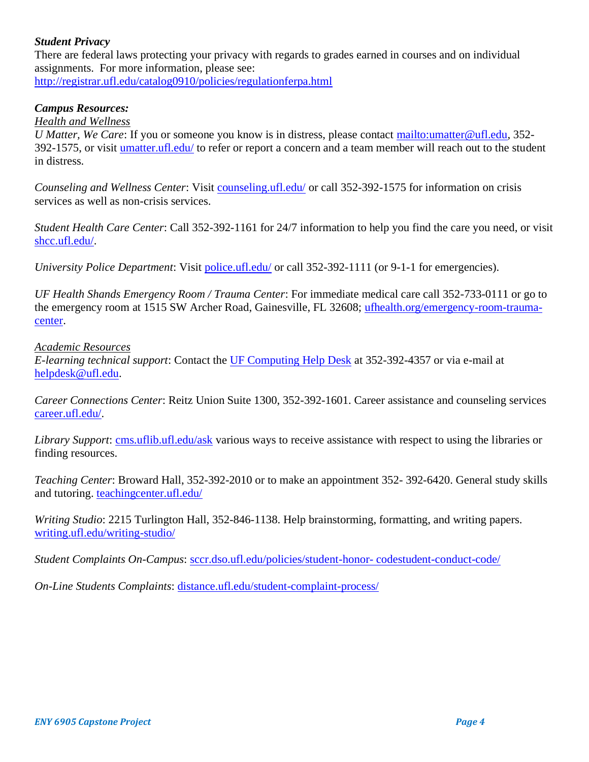***Student Privacy***

There are federal laws protecting your privacy with regards to grades earned in courses and on individual assignments. For more information, please see:
http://registrar.ufl.edu/catalog0910/policies/regulationferpa.html

***Campus Resources:***

*Health and Wellness*

*U Matter, We Care*: If you or someone you know is in distress, please contact mailto:umatter@ufl.edu, 352-392-1575, or visit umatter.ufl.edu/ to refer or report a concern and a team member will reach out to the student in distress.

*Counseling and Wellness Center*: Visit counseling.ufl.edu/ or call 352-392-1575 for information on crisis services as well as non-crisis services.

*Student Health Care Center*: Call 352-392-1161 for 24/7 information to help you find the care you need, or visit shcc.ufl.edu/.

*University Police Department*: Visit police.ufl.edu/ or call 352-392-1111 (or 9-1-1 for emergencies).

*UF Health Shands Emergency Room / Trauma Center*: For immediate medical care call 352-733-0111 or go to the emergency room at 1515 SW Archer Road, Gainesville, FL 32608; ufhealth.org/emergency-room-trauma-center.

*Academic Resources*

*E-learning technical support*: Contact the UF Computing Help Desk at 352-392-4357 or via e-mail at helpdesk@ufl.edu.

*Career Connections Center*: Reitz Union Suite 1300, 352-392-1601. Career assistance and counseling services career.ufl.edu/.

*Library Support*: cms.uflib.ufl.edu/ask various ways to receive assistance with respect to using the libraries or finding resources.

*Teaching Center*: Broward Hall, 352-392-2010 or to make an appointment 352- 392-6420. General study skills and tutoring. teachingcenter.ufl.edu/

*Writing Studio*: 2215 Turlington Hall, 352-846-1138. Help brainstorming, formatting, and writing papers. writing.ufl.edu/writing-studio/

*Student Complaints On-Campus*: sccr.dso.ufl.edu/policies/student-honor- codestudent-conduct-code/

*On-Line Students Complaints*: distance.ufl.edu/student-complaint-process/